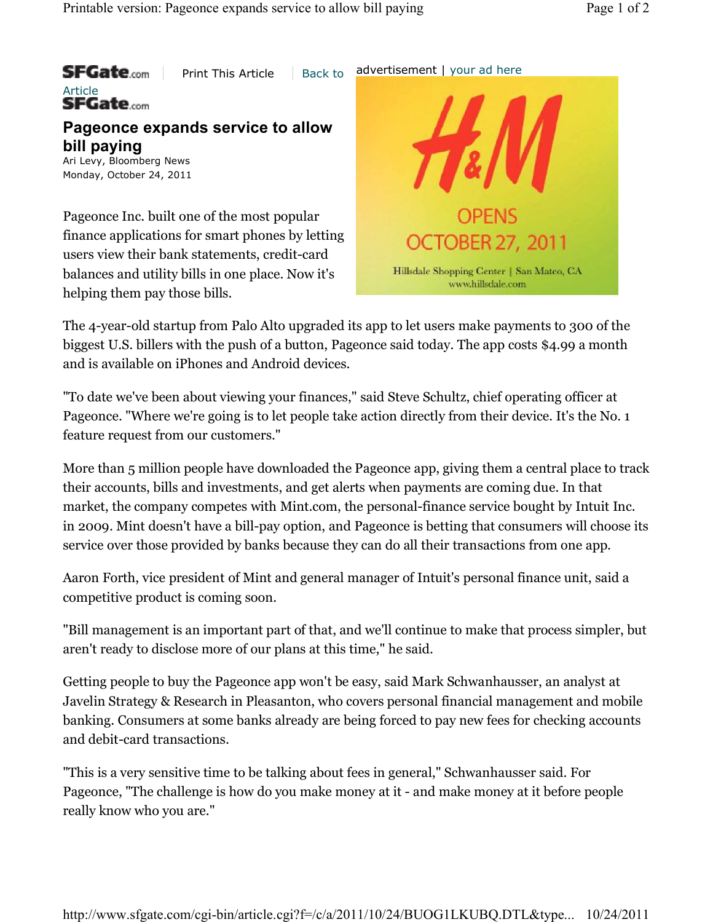SFGate.com | Print This Article | Back to Article

SFGate.com

# Pageonce expands service to allow bill paying

Ari Levy, Bloomberg News
Monday, October 24, 2011

Pageonce Inc. built one of the most popular finance applications for smart phones by letting users view their bank statements, credit-card balances and utility bills in one place. Now it's helping them pay those bills.

The 4-year-old startup from Palo Alto upgraded its app to let users make payments to 300 of the biggest U.S. billers with the push of a button, Pageonce said today. The app costs $4.99 a month and is available on iPhones and Android devices.

"To date we've been about viewing your finances," said Steve Schultz, chief operating officer at Pageonce. "Where we're going is to let people take action directly from their device. It's the No. 1 feature request from our customers."

More than 5 million people have downloaded the Pageonce app, giving them a central place to track their accounts, bills and investments, and get alerts when payments are coming due. In that market, the company competes with Mint.com, the personal-finance service bought by Intuit Inc. in 2009. Mint doesn't have a bill-pay option, and Pageonce is betting that consumers will choose its service over those provided by banks because they can do all their transactions from one app.

Aaron Forth, vice president of Mint and general manager of Intuit's personal finance unit, said a competitive product is coming soon.

"Bill management is an important part of that, and we'll continue to make that process simpler, but aren't ready to disclose more of our plans at this time," he said.

Getting people to buy the Pageonce app won't be easy, said Mark Schwanhausser, an analyst at Javelin Strategy & Research in Pleasanton, who covers personal financial management and mobile banking. Consumers at some banks already are being forced to pay new fees for checking accounts and debit-card transactions.

"This is a very sensitive time to be talking about fees in general," Schwanhausser said. For Pageonce, "The challenge is how do you make money at it - and make money at it before people really know who you are."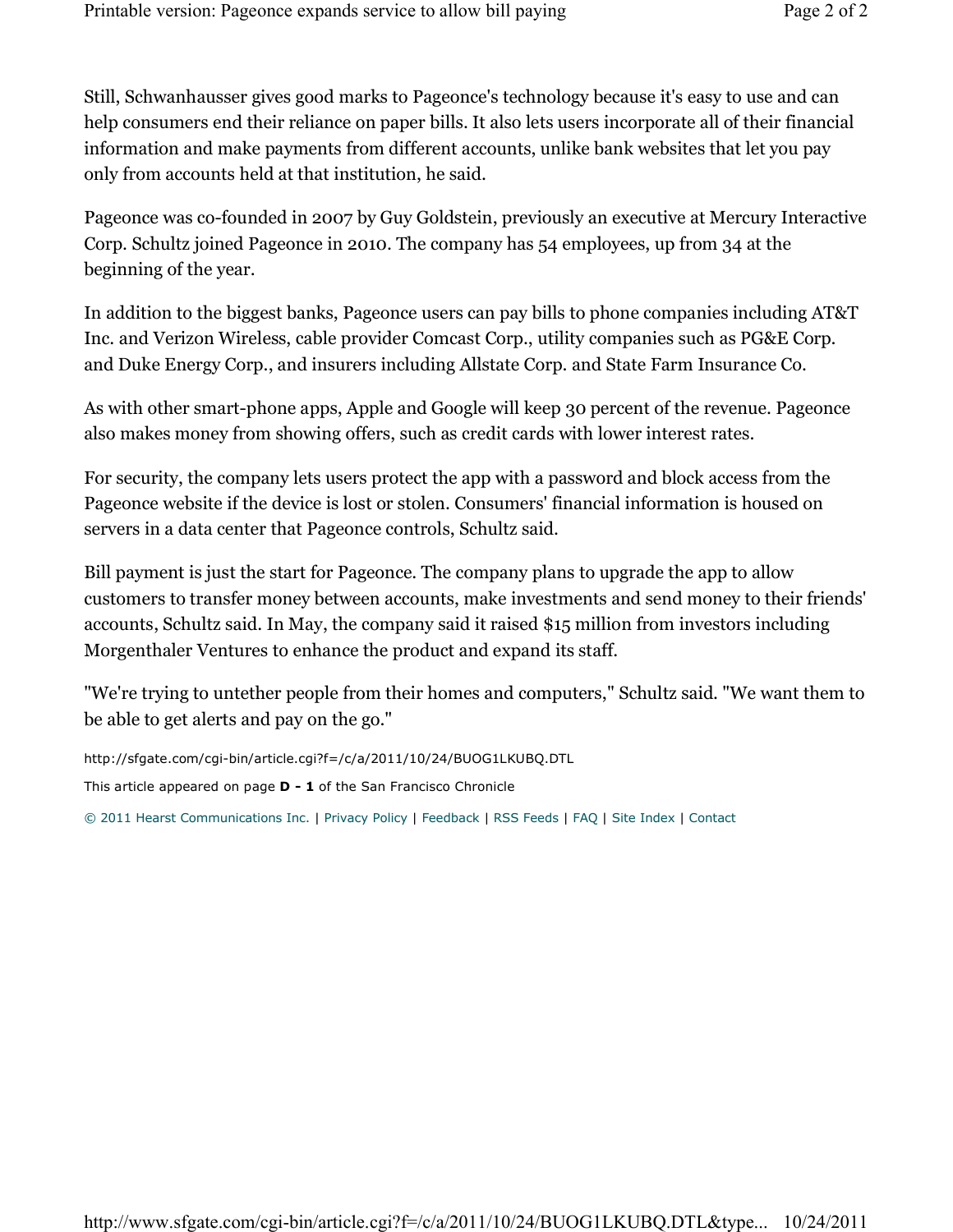Still, Schwanhausser gives good marks to Pageonce's technology because it's easy to use and can help consumers end their reliance on paper bills. It also lets users incorporate all of their financial information and make payments from different accounts, unlike bank websites that let you pay only from accounts held at that institution, he said.

Pageonce was co-founded in 2007 by Guy Goldstein, previously an executive at Mercury Interactive Corp. Schultz joined Pageonce in 2010. The company has 54 employees, up from 34 at the beginning of the year.

In addition to the biggest banks, Pageonce users can pay bills to phone companies including AT&T Inc. and Verizon Wireless, cable provider Comcast Corp., utility companies such as PG&E Corp. and Duke Energy Corp., and insurers including Allstate Corp. and State Farm Insurance Co.

As with other smart-phone apps, Apple and Google will keep 30 percent of the revenue. Pageonce also makes money from showing offers, such as credit cards with lower interest rates.

For security, the company lets users protect the app with a password and block access from the Pageonce website if the device is lost or stolen. Consumers' financial information is housed on servers in a data center that Pageonce controls, Schultz said.

Bill payment is just the start for Pageonce. The company plans to upgrade the app to allow customers to transfer money between accounts, make investments and send money to their friends' accounts, Schultz said. In May, the company said it raised $15 million from investors including Morgenthaler Ventures to enhance the product and expand its staff.

"We're trying to untether people from their homes and computers," Schultz said. "We want them to be able to get alerts and pay on the go."

http://sfgate.com/cgi-bin/article.cgi?f=/c/a/2011/10/24/BUOG1LKUBQ.DTL

This article appeared on page **D - 1** of the San Francisco Chronicle

© 2011 Hearst Communications Inc. | Privacy Policy | Feedback | RSS Feeds | FAQ | Site Index | Contact